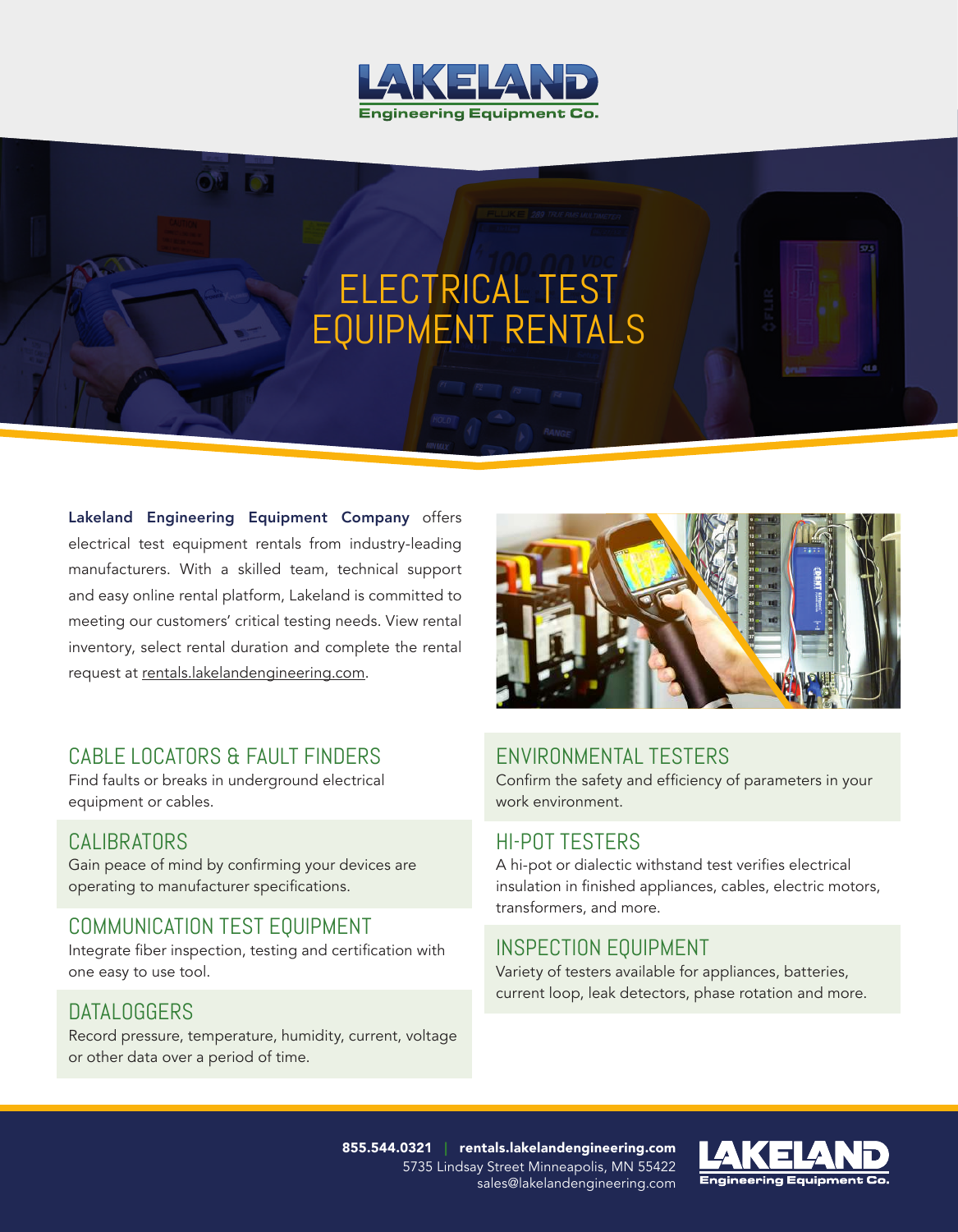# ELECTRICAL TEST EQUIPMENT RENTALS

**Lakeland Engineering Equipment Company** offers electrical test equipment rentals from industry-leading manufacturers. With a skilled team, technical support and easy online rental platform, Lakeland is committed to meeting our customers' critical testing needs. View rental inventory, select rental duration and complete the rental request at rentals.lakelandengineering.com.

## CABLE LOCATORS & FAULT FINDERS

Find faults or breaks in underground electrical equipment or cables.

## CALIBRATORS

Gain peace of mind by confirming your devices are operating to manufacturer specifications.

## COMMUNICATION TEST EQUIPMENT

Integrate fiber inspection, testing and certification with one easy to use tool.

## DATALOGGERS

Record pressure, temperature, humidity, current, voltage or other data over a period of time.

## ENVIRONMENTAL TESTERS

Confirm the safety and efficiency of parameters in your work environment.

## HI-POT TESTERS

A hi-pot or dialectic withstand test verifies electrical insulation in finished appliances, cables, electric motors, transformers, and more.

## INSPECTION EQUIPMENT

Variety of testers available for appliances, batteries, current loop, leak detectors, phase rotation and more.

**855.544.0321** | **rentals.lakelandengineering.com**
5735 Lindsay Street Minneapolis, MN 55422
sales@lakelandengineering.com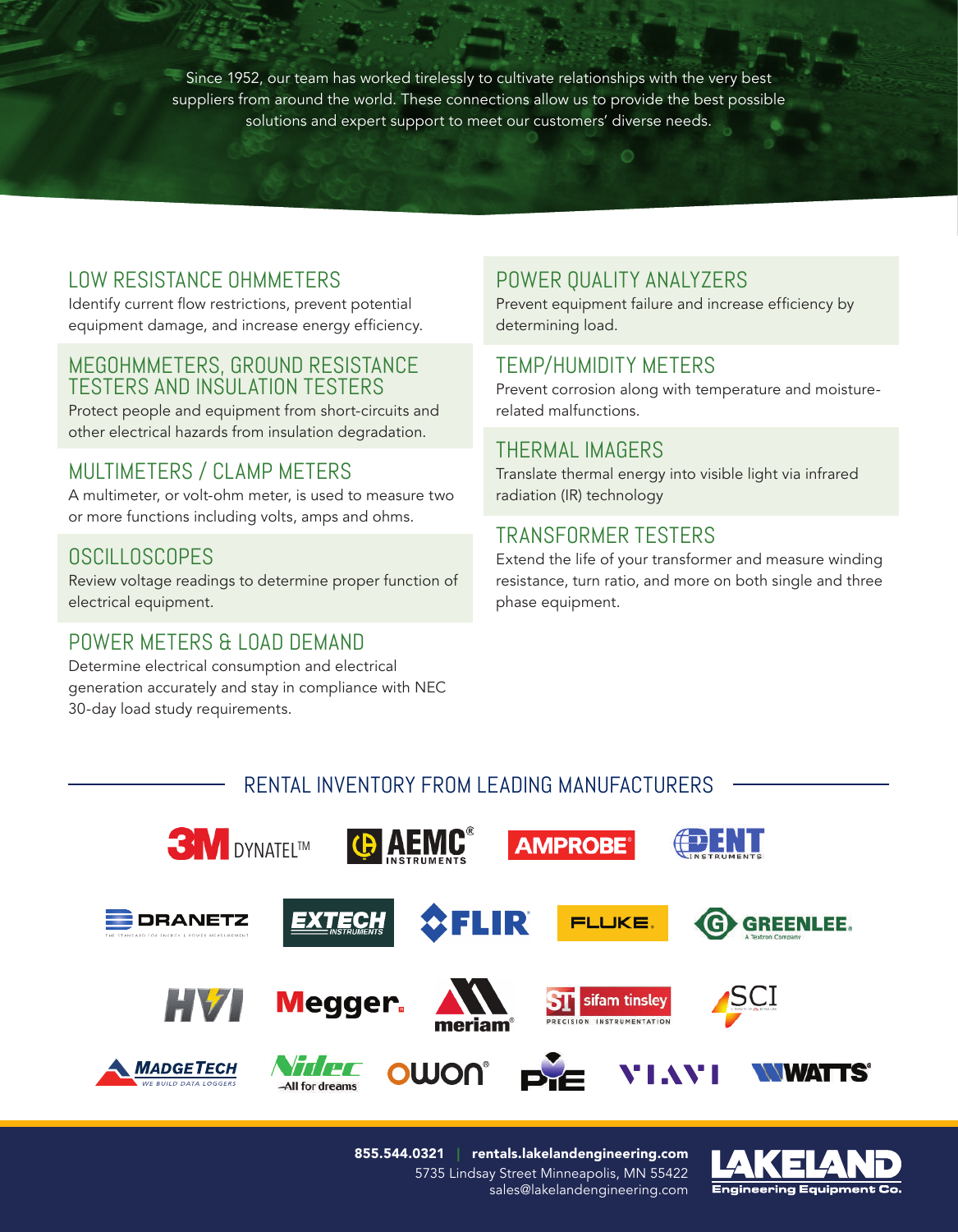Since 1952, our team has worked tirelessly to cultivate relationships with the very best suppliers from around the world. These connections allow us to provide the best possible solutions and expert support to meet our customers' diverse needs.

## LOW RESISTANCE OHMMETERS

Identify current flow restrictions, prevent potential equipment damage, and increase energy efficiency.

## MEGOHMMETERS, GROUND RESISTANCE TESTERS AND INSULATION TESTERS

Protect people and equipment from short-circuits and other electrical hazards from insulation degradation.

## MULTIMETERS / CLAMP METERS

A multimeter, or volt-ohm meter, is used to measure two or more functions including volts, amps and ohms.

## OSCILLOSCOPES

Review voltage readings to determine proper function of electrical equipment.

## POWER METERS & LOAD DEMAND

Determine electrical consumption and electrical generation accurately and stay in compliance with NEC 30-day load study requirements.

## POWER QUALITY ANALYZERS

Prevent equipment failure and increase efficiency by determining load.

## TEMP/HUMIDITY METERS

Prevent corrosion along with temperature and moisture-related malfunctions.

## THERMAL IMAGERS

Translate thermal energy into visible light via infrared radiation (IR) technology

## TRANSFORMER TESTERS

Extend the life of your transformer and measure winding resistance, turn ratio, and more on both single and three phase equipment.

## RENTAL INVENTORY FROM LEADING MANUFACTURERS

3M DYNATEL™ | AEMC® INSTRUMENTS | AMPROBE® | DENT INSTRUMENTS | DRANETZ | EXTECH INSTRUMENTS | FLIR® | FLUKE | GREENLEE A Textron Company | HVI | Megger | meriam® | sifam tinsley | SCI | MADGETECH | Nidec | OWON® | PiE | VIAVI | WATTS®

855.544.0321 | rentals.lakelandengineering.com
5735 Lindsay Street Minneapolis, MN 55422
sales@lakelandengineering.com

LAKELAND Engineering Equipment Co.